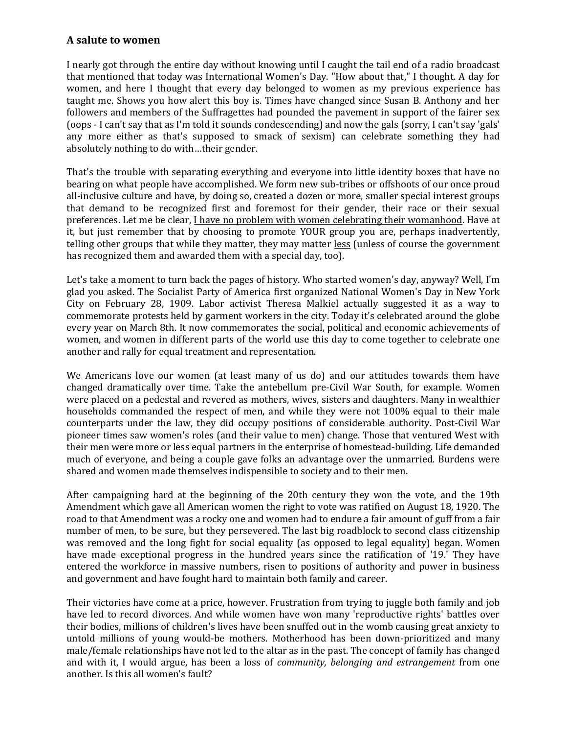## A salute to women

I nearly got through the entire day without knowing until I caught the tail end of a radio broadcast that mentioned that today was International Women's Day. "How about that," I thought. A day for women, and here I thought that every day belonged to women as my previous experience has taught me. Shows you how alert this boy is. Times have changed since Susan B. Anthony and her followers and members of the Suffragettes had pounded the pavement in support of the fairer sex (oops - I can't say that as I'm told it sounds condescending) and now the gals (sorry, I can't say 'gals' any more either as that's supposed to smack of sexism) can celebrate something they had absolutely nothing to do with…their gender.

That's the trouble with separating everything and everyone into little identity boxes that have no bearing on what people have accomplished. We form new sub-tribes or offshoots of our once proud all-inclusive culture and have, by doing so, created a dozen or more, smaller special interest groups that demand to be recognized first and foremost for their gender, their race or their sexual preferences. Let me be clear, <u>I have no problem with women celebrating their womanhood</u>. Have at it, but just remember that by choosing to promote YOUR group you are, perhaps inadvertently, telling other groups that while they matter, they may matter <u>less</u> (unless of course the government has recognized them and awarded them with a special day, too).

Let's take a moment to turn back the pages of history. Who started women's day, anyway? Well, I'm glad you asked. The Socialist Party of America first organized National Women's Day in New York City on February 28, 1909. Labor activist Theresa Malkiel actually suggested it as a way to commemorate protests held by garment workers in the city. Today it's celebrated around the globe every year on March 8th. It now commemorates the social, political and economic achievements of women, and women in different parts of the world use this day to come together to celebrate one another and rally for equal treatment and representation.

We Americans love our women (at least many of us do) and our attitudes towards them have changed dramatically over time. Take the antebellum pre-Civil War South, for example. Women were placed on a pedestal and revered as mothers, wives, sisters and daughters. Many in wealthier households commanded the respect of men, and while they were not 100% equal to their male counterparts under the law, they did occupy positions of considerable authority. Post-Civil War pioneer times saw women's roles (and their value to men) change. Those that ventured West with their men were more or less equal partners in the enterprise of homestead-building. Life demanded much of everyone, and being a couple gave folks an advantage over the unmarried. Burdens were shared and women made themselves indispensible to society and to their men.

After campaigning hard at the beginning of the 20th century they won the vote, and the 19th Amendment which gave all American women the right to vote was ratified on August 18, 1920. The road to that Amendment was a rocky one and women had to endure a fair amount of guff from a fair number of men, to be sure, but they persevered. The last big roadblock to second class citizenship was removed and the long fight for social equality (as opposed to legal equality) began. Women have made exceptional progress in the hundred years since the ratification of '19.' They have entered the workforce in massive numbers, risen to positions of authority and power in business and government and have fought hard to maintain both family and career.

Their victories have come at a price, however. Frustration from trying to juggle both family and job have led to record divorces. And while women have won many 'reproductive rights' battles over their bodies, millions of children's lives have been snuffed out in the womb causing great anxiety to untold millions of young would-be mothers. Motherhood has been down-prioritized and many male/female relationships have not led to the altar as in the past. The concept of family has changed and with it, I would argue, has been a loss of *community, belonging and estrangement* from one another. Is this all women's fault?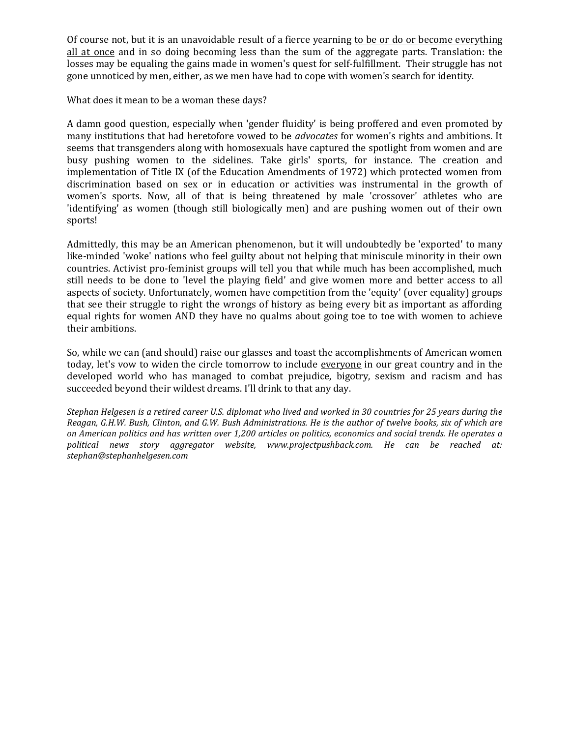Of course not, but it is an unavoidable result of a fierce yearning <u>to be or do or become everything all at once</u> and in so doing becoming less than the sum of the aggregate parts. Translation: the losses may be equaling the gains made in women's quest for self-fulfillment. Their struggle has not gone unnoticed by men, either, as we men have had to cope with women's search for identity.

What does it mean to be a woman these days?

A damn good question, especially when 'gender fluidity' is being proffered and even promoted by many institutions that had heretofore vowed to be *advocates* for women's rights and ambitions. It seems that transgenders along with homosexuals have captured the spotlight from women and are busy pushing women to the sidelines. Take girls' sports, for instance. The creation and implementation of Title IX (of the Education Amendments of 1972) which protected women from discrimination based on sex or in education or activities was instrumental in the growth of women's sports. Now, all of that is being threatened by male 'crossover' athletes who are 'identifying' as women (though still biologically men) and are pushing women out of their own sports!

Admittedly, this may be an American phenomenon, but it will undoubtedly be 'exported' to many like-minded 'woke' nations who feel guilty about not helping that miniscule minority in their own countries. Activist pro-feminist groups will tell you that while much has been accomplished, much still needs to be done to 'level the playing field' and give women more and better access to all aspects of society. Unfortunately, women have competition from the 'equity' (over equality) groups that see their struggle to right the wrongs of history as being every bit as important as affording equal rights for women AND they have no qualms about going toe to toe with women to achieve their ambitions.

So, while we can (and should) raise our glasses and toast the accomplishments of American women today, let's vow to widen the circle tomorrow to include <u>everyone</u> in our great country and in the developed world who has managed to combat prejudice, bigotry, sexism and racism and has succeeded beyond their wildest dreams. I'll drink to that any day.

*Stephan Helgesen is a retired career U.S. diplomat who lived and worked in 30 countries for 25 years during the Reagan, G.H.W. Bush, Clinton, and G.W. Bush Administrations. He is the author of twelve books, six of which are on American politics and has written over 1,200 articles on politics, economics and social trends. He operates a political news story aggregator website, www.projectpushback.com. He can be reached at: stephan@stephanhelgesen.com*